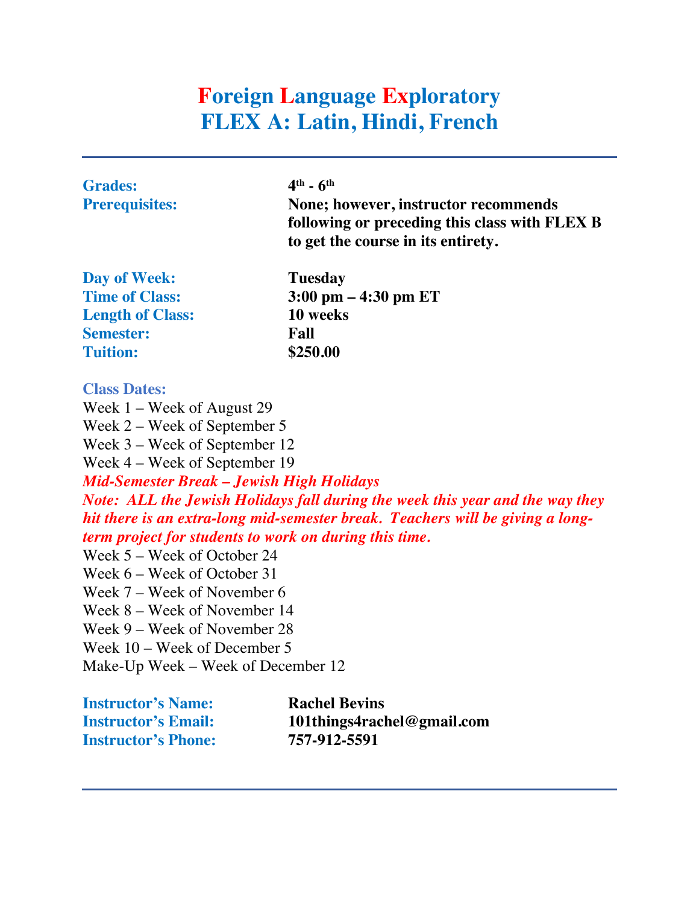# Foreign Language Exploratory
# FLEX A: Latin, Hindi, French

**Grades:** 4th - 6th

**Prerequisites:** None; however, instructor recommends following or preceding this class with FLEX B to get the course in its entirety.

**Day of Week:** Tuesday

**Time of Class:** 3:00 pm – 4:30 pm ET

**Length of Class:** 10 weeks

**Semester:** Fall

**Tuition:** $250.00

**Class Dates:**

Week 1 – Week of August 29
Week 2 – Week of September 5
Week 3 – Week of September 12
Week 4 – Week of September 19

***Mid-Semester Break – Jewish High Holidays***

***Note: ALL the Jewish Holidays fall during the week this year and the way they hit there is an extra-long mid-semester break. Teachers will be giving a long-term project for students to work on during this time.***

Week 5 – Week of October 24
Week 6 – Week of October 31
Week 7 – Week of November 6
Week 8 – Week of November 14
Week 9 – Week of November 28
Week 10 – Week of December 5
Make-Up Week – Week of December 12

**Instructor's Name:** Rachel Bevins

**Instructor's Email:** 101things4rachel@gmail.com

**Instructor's Phone:** 757-912-5591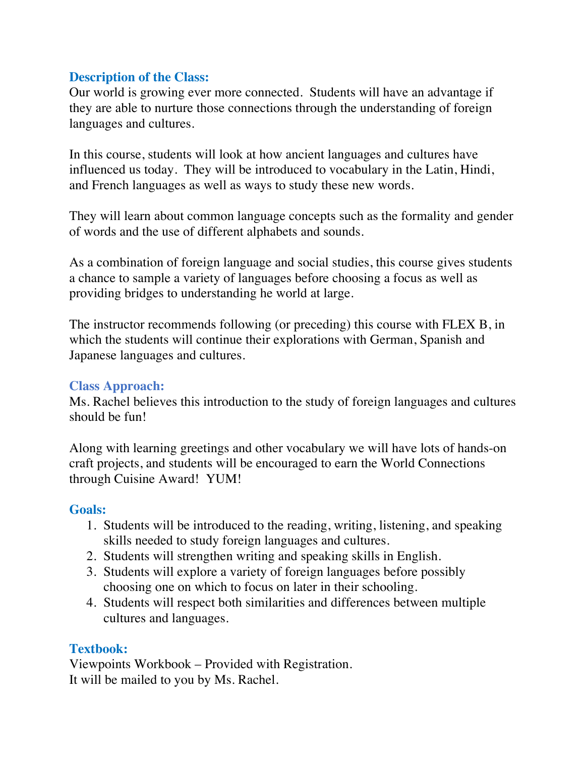### Description of the Class:

Our world is growing ever more connected. Students will have an advantage if they are able to nurture those connections through the understanding of foreign languages and cultures.

In this course, students will look at how ancient languages and cultures have influenced us today. They will be introduced to vocabulary in the Latin, Hindi, and French languages as well as ways to study these new words.

They will learn about common language concepts such as the formality and gender of words and the use of different alphabets and sounds.

As a combination of foreign language and social studies, this course gives students a chance to sample a variety of languages before choosing a focus as well as providing bridges to understanding he world at large.

The instructor recommends following (or preceding) this course with FLEX B, in which the students will continue their explorations with German, Spanish and Japanese languages and cultures.

### Class Approach:

Ms. Rachel believes this introduction to the study of foreign languages and cultures should be fun!

Along with learning greetings and other vocabulary we will have lots of hands-on craft projects, and students will be encouraged to earn the World Connections through Cuisine Award! YUM!

### Goals:

1. Students will be introduced to the reading, writing, listening, and speaking skills needed to study foreign languages and cultures.
2. Students will strengthen writing and speaking skills in English.
3. Students will explore a variety of foreign languages before possibly choosing one on which to focus on later in their schooling.
4. Students will respect both similarities and differences between multiple cultures and languages.

### Textbook:

Viewpoints Workbook – Provided with Registration.
It will be mailed to you by Ms. Rachel.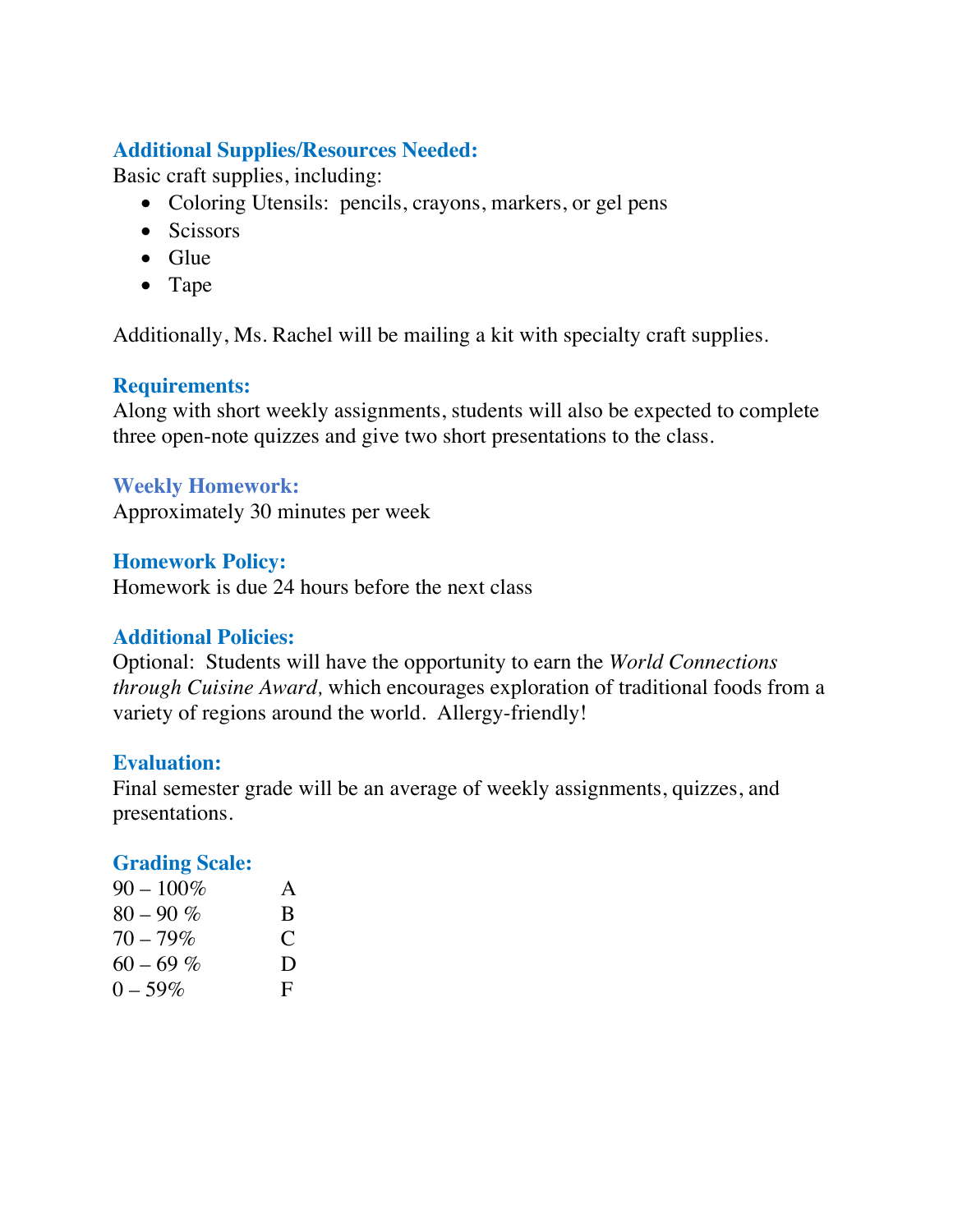### Additional Supplies/Resources Needed:

Basic craft supplies, including:

- Coloring Utensils: pencils, crayons, markers, or gel pens
- Scissors
- Glue
- Tape

Additionally, Ms. Rachel will be mailing a kit with specialty craft supplies.

### Requirements:

Along with short weekly assignments, students will also be expected to complete three open-note quizzes and give two short presentations to the class.

### Weekly Homework:

Approximately 30 minutes per week

### Homework Policy:

Homework is due 24 hours before the next class

### Additional Policies:

Optional: Students will have the opportunity to earn the *World Connections through Cuisine Award,* which encourages exploration of traditional foods from a variety of regions around the world. Allergy-friendly!

### Evaluation:

Final semester grade will be an average of weekly assignments, quizzes, and presentations.

### Grading Scale:

| | |
|---|---|
| 90 – 100% | A |
| 80 – 90 % | B |
| 70 – 79% | C |
| 60 – 69 % | D |
| 0 – 59% | F |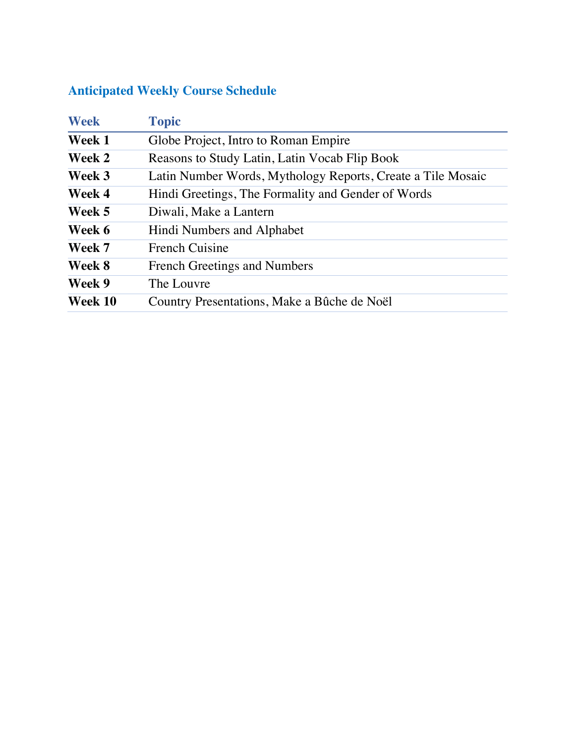## Anticipated Weekly Course Schedule

| Week | Topic |
|---|---|
| **Week 1** | Globe Project, Intro to Roman Empire |
| **Week 2** | Reasons to Study Latin, Latin Vocab Flip Book |
| **Week 3** | Latin Number Words, Mythology Reports, Create a Tile Mosaic |
| **Week 4** | Hindi Greetings, The Formality and Gender of Words |
| **Week 5** | Diwali, Make a Lantern |
| **Week 6** | Hindi Numbers and Alphabet |
| **Week 7** | French Cuisine |
| **Week 8** | French Greetings and Numbers |
| **Week 9** | The Louvre |
| **Week 10** | Country Presentations, Make a Bûche de Noël |